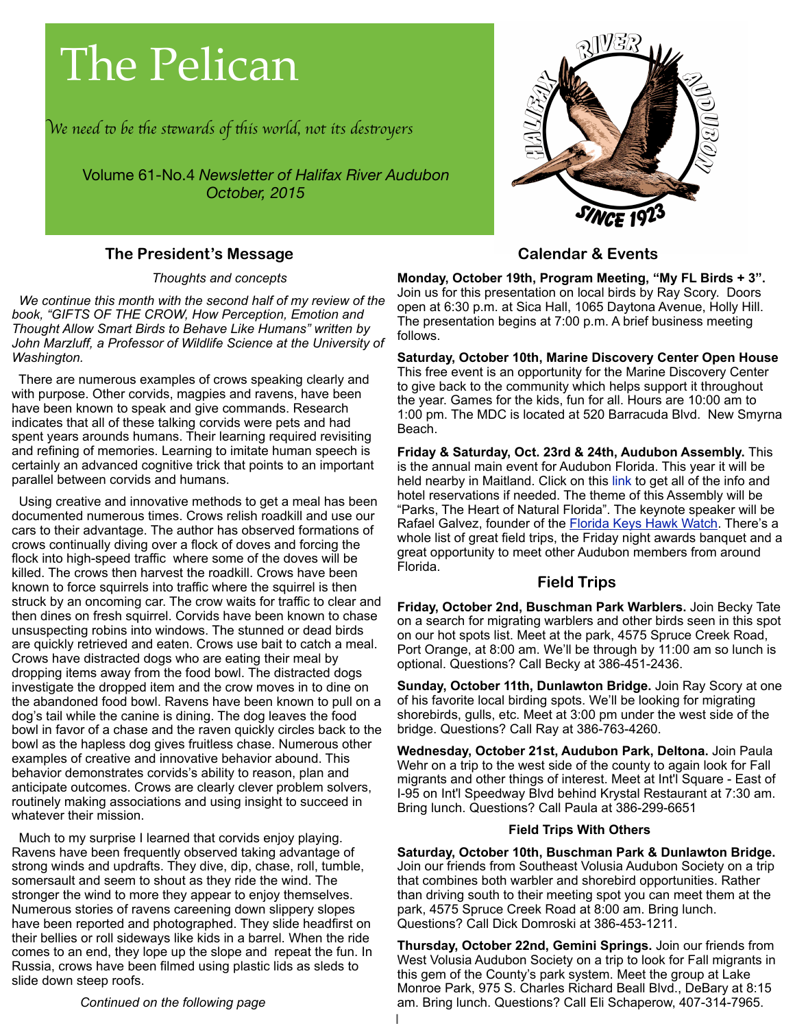# The Pelican

*We need to be the stewards of this world, not its destroyers*

Volume 61-No.4 *Newsletter of Halifax River Audubon*
*October, 2015*

## The President's Message

*Thoughts and concepts*

*We continue this month with the second half of my review of the book, "GIFTS OF THE CROW, How Perception, Emotion and Thought Allow Smart Birds to Behave Like Humans" written by John Marzluff, a Professor of Wildlife Science at the University of Washington.*

There are numerous examples of crows speaking clearly and with purpose. Other corvids, magpies and ravens, have been have been known to speak and give commands. Research indicates that all of these talking corvids were pets and had spent years arounds humans. Their learning required revisiting and refining of memories. Learning to imitate human speech is certainly an advanced cognitive trick that points to an important parallel between corvids and humans.

Using creative and innovative methods to get a meal has been documented numerous times. Crows relish roadkill and use our cars to their advantage. The author has observed formations of crows continually diving over a flock of doves and forcing the flock into high-speed traffic where some of the doves will be killed. The crows then harvest the roadkill. Crows have been known to force squirrels into traffic where the squirrel is then struck by an oncoming car. The crow waits for traffic to clear and then dines on fresh squirrel. Corvids have been known to chase unsuspecting robins into windows. The stunned or dead birds are quickly retrieved and eaten. Crows use bait to catch a meal. Crows have distracted dogs who are eating their meal by dropping items away from the food bowl. The distracted dogs investigate the dropped item and the crow moves in to dine on the abandoned food bowl. Ravens have been known to pull on a dog's tail while the canine is dining. The dog leaves the food bowl in favor of a chase and the raven quickly circles back to the bowl as the hapless dog gives fruitless chase. Numerous other examples of creative and innovative behavior abound. This behavior demonstrates corvids's ability to reason, plan and anticipate outcomes. Crows are clearly clever problem solvers, routinely making associations and using insight to succeed in whatever their mission.

Much to my surprise I learned that corvids enjoy playing. Ravens have been frequently observed taking advantage of strong winds and updrafts. They dive, dip, chase, roll, tumble, somersault and seem to shout as they ride the wind. The stronger the wind to more they appear to enjoy themselves. Numerous stories of ravens careening down slippery slopes have been reported and photographed. They slide headfirst on their bellies or roll sideways like kids in a barrel. When the ride comes to an end, they lope up the slope and repeat the fun. In Russia, crows have been filmed using plastic lids as sleds to slide down steep roofs.

*Continued on the following page*

## Calendar & Events

**Monday, October 19th, Program Meeting, "My FL Birds + 3".** Join us for this presentation on local birds by Ray Scory. Doors open at 6:30 p.m. at Sica Hall, 1065 Daytona Avenue, Holly Hill. The presentation begins at 7:00 p.m. A brief business meeting follows.

**Saturday, October 10th, Marine Discovery Center Open House** This free event is an opportunity for the Marine Discovery Center to give back to the community which helps support it throughout the year. Games for the kids, fun for all. Hours are 10:00 am to 1:00 pm. The MDC is located at 520 Barracuda Blvd. New Smyrna Beach.

**Friday & Saturday, Oct. 23rd & 24th, Audubon Assembly.** This is the annual main event for Audubon Florida. This year it will be held nearby in Maitland. Click on this link to get all of the info and hotel reservations if needed. The theme of this Assembly will be "Parks, The Heart of Natural Florida". The keynote speaker will be Rafael Galvez, founder of the Florida Keys Hawk Watch. There's a whole list of great field trips, the Friday night awards banquet and a great opportunity to meet other Audubon members from around Florida.

## Field Trips

**Friday, October 2nd, Buschman Park Warblers.** Join Becky Tate on a search for migrating warblers and other birds seen in this spot on our hot spots list. Meet at the park, 4575 Spruce Creek Road, Port Orange, at 8:00 am. We'll be through by 11:00 am so lunch is optional. Questions? Call Becky at 386-451-2436.

**Sunday, October 11th, Dunlawton Bridge.** Join Ray Scory at one of his favorite local birding spots. We'll be looking for migrating shorebirds, gulls, etc. Meet at 3:00 pm under the west side of the bridge. Questions? Call Ray at 386-763-4260.

**Wednesday, October 21st, Audubon Park, Deltona.** Join Paula Wehr on a trip to the west side of the county to again look for Fall migrants and other things of interest. Meet at Int'l Square - East of I-95 on Int'l Speedway Blvd behind Krystal Restaurant at 7:30 am. Bring lunch. Questions? Call Paula at 386-299-6651

### Field Trips With Others

**Saturday, October 10th, Buschman Park & Dunlawton Bridge.** Join our friends from Southeast Volusia Audubon Society on a trip that combines both warbler and shorebird opportunities. Rather than driving south to their meeting spot you can meet them at the park, 4575 Spruce Creek Road at 8:00 am. Bring lunch. Questions? Call Dick Domroski at 386-453-1211.

**Thursday, October 22nd, Gemini Springs.** Join our friends from West Volusia Audubon Society on a trip to look for Fall migrants in this gem of the County's park system. Meet the group at Lake Monroe Park, 975 S. Charles Richard Beall Blvd., DeBary at 8:15 am. Bring lunch. Questions? Call Eli Schaperow, 407-314-7965.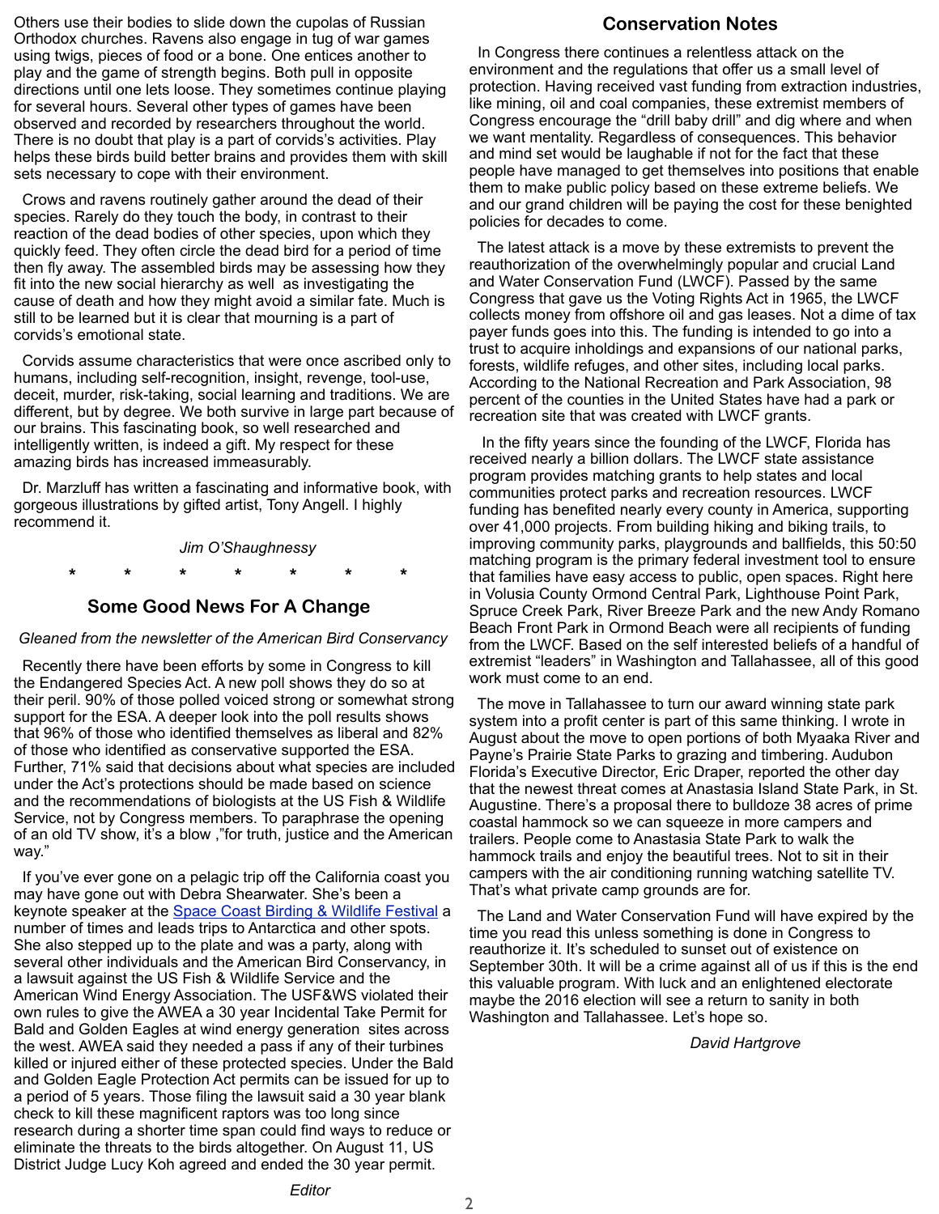Others use their bodies to slide down the cupolas of Russian Orthodox churches. Ravens also engage in tug of war games using twigs, pieces of food or a bone. One entices another to play and the game of strength begins. Both pull in opposite directions until one lets loose. They sometimes continue playing for several hours. Several other types of games have been observed and recorded by researchers throughout the world. There is no doubt that play is a part of corvids's activities. Play helps these birds build better brains and provides them with skill sets necessary to cope with their environment.

Crows and ravens routinely gather around the dead of their species. Rarely do they touch the body, in contrast to their reaction of the dead bodies of other species, upon which they quickly feed. They often circle the dead bird for a period of time then fly away. The assembled birds may be assessing how they fit into the new social hierarchy as well as investigating the cause of death and how they might avoid a similar fate. Much is still to be learned but it is clear that mourning is a part of corvids's emotional state.

Corvids assume characteristics that were once ascribed only to humans, including self-recognition, insight, revenge, tool-use, deceit, murder, risk-taking, social learning and traditions. We are different, but by degree. We both survive in large part because of our brains. This fascinating book, so well researched and intelligently written, is indeed a gift. My respect for these amazing birds has increased immeasurably.

Dr. Marzluff has written a fascinating and informative book, with gorgeous illustrations by gifted artist, Tony Angell. I highly recommend it.

*Jim O'Shaughnessy*

\* \* \* \* \* \* \*

## Some Good News For A Change

*Gleaned from the newsletter of the American Bird Conservancy*

Recently there have been efforts by some in Congress to kill the Endangered Species Act. A new poll shows they do so at their peril. 90% of those polled voiced strong or somewhat strong support for the ESA. A deeper look into the poll results shows that 96% of those who identified themselves as liberal and 82% of those who identified as conservative supported the ESA. Further, 71% said that decisions about what species are included under the Act's protections should be made based on science and the recommendations of biologists at the US Fish & Wildlife Service, not by Congress members. To paraphrase the opening of an old TV show, it's a blow ,"for truth, justice and the American way."

If you've ever gone on a pelagic trip off the California coast you may have gone out with Debra Shearwater. She's been a keynote speaker at the Space Coast Birding & Wildlife Festival a number of times and leads trips to Antarctica and other spots. She also stepped up to the plate and was a party, along with several other individuals and the American Bird Conservancy, in a lawsuit against the US Fish & Wildlife Service and the American Wind Energy Association. The USF&WS violated their own rules to give the AWEA a 30 year Incidental Take Permit for Bald and Golden Eagles at wind energy generation sites across the west. AWEA said they needed a pass if any of their turbines killed or injured either of these protected species. Under the Bald and Golden Eagle Protection Act permits can be issued for up to a period of 5 years. Those filing the lawsuit said a 30 year blank check to kill these magnificent raptors was too long since research during a shorter time span could find ways to reduce or eliminate the threats to the birds altogether. On August 11, US District Judge Lucy Koh agreed and ended the 30 year permit.

*Editor*

## Conservation Notes

In Congress there continues a relentless attack on the environment and the regulations that offer us a small level of protection. Having received vast funding from extraction industries, like mining, oil and coal companies, these extremist members of Congress encourage the "drill baby drill" and dig where and when we want mentality. Regardless of consequences. This behavior and mind set would be laughable if not for the fact that these people have managed to get themselves into positions that enable them to make public policy based on these extreme beliefs. We and our grand children will be paying the cost for these benighted policies for decades to come.

The latest attack is a move by these extremists to prevent the reauthorization of the overwhelmingly popular and crucial Land and Water Conservation Fund (LWCF). Passed by the same Congress that gave us the Voting Rights Act in 1965, the LWCF collects money from offshore oil and gas leases. Not a dime of tax payer funds goes into this. The funding is intended to go into a trust to acquire inholdings and expansions of our national parks, forests, wildlife refuges, and other sites, including local parks. According to the National Recreation and Park Association, 98 percent of the counties in the United States have had a park or recreation site that was created with LWCF grants.

In the fifty years since the founding of the LWCF, Florida has received nearly a billion dollars. The LWCF state assistance program provides matching grants to help states and local communities protect parks and recreation resources. LWCF funding has benefited nearly every county in America, supporting over 41,000 projects. From building hiking and biking trails, to improving community parks, playgrounds and ballfields, this 50:50 matching program is the primary federal investment tool to ensure that families have easy access to public, open spaces. Right here in Volusia County Ormond Central Park, Lighthouse Point Park, Spruce Creek Park, River Breeze Park and the new Andy Romano Beach Front Park in Ormond Beach were all recipients of funding from the LWCF. Based on the self interested beliefs of a handful of extremist "leaders" in Washington and Tallahassee, all of this good work must come to an end.

The move in Tallahassee to turn our award winning state park system into a profit center is part of this same thinking. I wrote in August about the move to open portions of both Myaaka River and Payne's Prairie State Parks to grazing and timbering. Audubon Florida's Executive Director, Eric Draper, reported the other day that the newest threat comes at Anastasia Island State Park, in St. Augustine. There's a proposal there to bulldoze 38 acres of prime coastal hammock so we can squeeze in more campers and trailers. People come to Anastasia State Park to walk the hammock trails and enjoy the beautiful trees. Not to sit in their campers with the air conditioning running watching satellite TV. That's what private camp grounds are for.

The Land and Water Conservation Fund will have expired by the time you read this unless something is done in Congress to reauthorize it. It's scheduled to sunset out of existence on September 30th. It will be a crime against all of us if this is the end this valuable program. With luck and an enlightened electorate maybe the 2016 election will see a return to sanity in both Washington and Tallahassee. Let's hope so.

*David Hartgrove*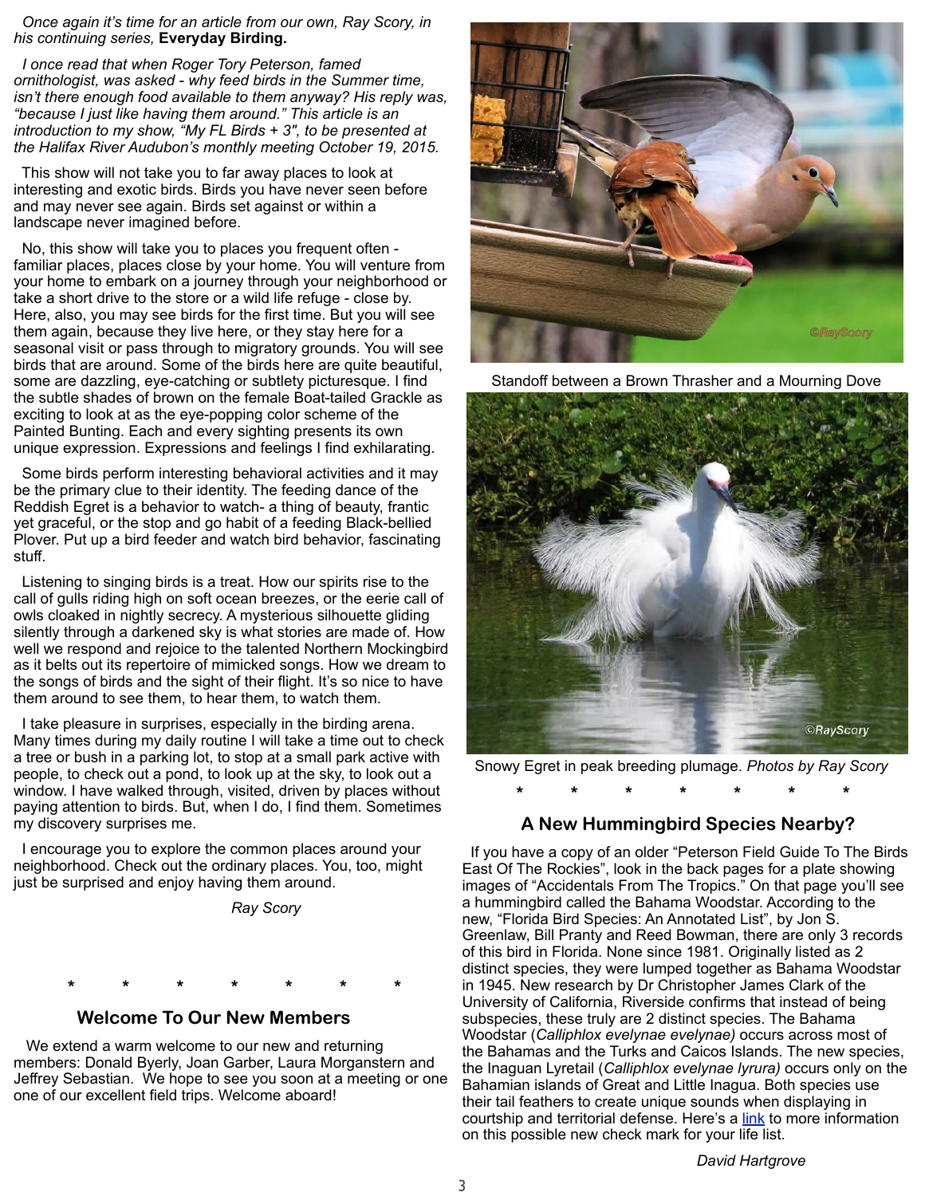*Once again it's time for an article from our own, Ray Scory, in his continuing series,* **Everyday Birding.**

*I once read that when Roger Tory Peterson, famed ornithologist, was asked - why feed birds in the Summer time, isn't there enough food available to them anyway? His reply was, "because I just like having them around." This article is an introduction to my show, "My FL Birds + 3", to be presented at the Halifax River Audubon's monthly meeting October 19, 2015.*

This show will not take you to far away places to look at interesting and exotic birds. Birds you have never seen before and may never see again. Birds set against or within a landscape never imagined before.

No, this show will take you to places you frequent often - familiar places, places close by your home. You will venture from your home to embark on a journey through your neighborhood or take a short drive to the store or a wild life refuge - close by. Here, also, you may see birds for the first time. But you will see them again, because they live here, or they stay here for a seasonal visit or pass through to migratory grounds. You will see birds that are around. Some of the birds here are quite beautiful, some are dazzling, eye-catching or subtlety picturesque. I find the subtle shades of brown on the female Boat-tailed Grackle as exciting to look at as the eye-popping color scheme of the Painted Bunting. Each and every sighting presents its own unique expression. Expressions and feelings I find exhilarating.

Some birds perform interesting behavioral activities and it may be the primary clue to their identity. The feeding dance of the Reddish Egret is a behavior to watch- a thing of beauty, frantic yet graceful, or the stop and go habit of a feeding Black-bellied Plover. Put up a bird feeder and watch bird behavior, fascinating stuff.

Listening to singing birds is a treat. How our spirits rise to the call of gulls riding high on soft ocean breezes, or the eerie call of owls cloaked in nightly secrecy. A mysterious silhouette gliding silently through a darkened sky is what stories are made of. How well we respond and rejoice to the talented Northern Mockingbird as it belts out its repertoire of mimicked songs. How we dream to the songs of birds and the sight of their flight. It's so nice to have them around to see them, to hear them, to watch them.

I take pleasure in surprises, especially in the birding arena. Many times during my daily routine I will take a time out to check a tree or bush in a parking lot, to stop at a small park active with people, to check out a pond, to look up at the sky, to look out a window. I have walked through, visited, driven by places without paying attention to birds. But, when I do, I find them. Sometimes my discovery surprises me.

I encourage you to explore the common places around your neighborhood. Check out the ordinary places. You, too, might just be surprised and enjoy having them around.

*Ray Scory*

Standoff between a Brown Thrasher and a Mourning Dove

Snowy Egret in peak breeding plumage. *Photos by Ray Scory*

\* \* \* \* \* \* \*

## Welcome To Our New Members

We extend a warm welcome to our new and returning members: Donald Byerly, Joan Garber, Laura Morganstern and Jeffrey Sebastian. We hope to see you soon at a meeting or one one of our excellent field trips. Welcome aboard!

\* \* \* \* \* \* \*

## A New Hummingbird Species Nearby?

If you have a copy of an older "Peterson Field Guide To The Birds East Of The Rockies", look in the back pages for a plate showing images of "Accidentals From The Tropics." On that page you'll see a hummingbird called the Bahama Woodstar. According to the new, "Florida Bird Species: An Annotated List", by Jon S. Greenlaw, Bill Pranty and Reed Bowman, there are only 3 records of this bird in Florida. None since 1981. Originally listed as 2 distinct species, they were lumped together as Bahama Woodstar in 1945. New research by Dr Christopher James Clark of the University of California, Riverside confirms that instead of being subspecies, these truly are 2 distinct species. The Bahama Woodstar (*Calliphlox evelynae evelynae)* occurs across most of the Bahamas and the Turks and Caicos Islands. The new species, the Inaguan Lyretail (*Calliphlox evelynae lyrura)* occurs only on the Bahamian islands of Great and Little Inagua. Both species use their tail feathers to create unique sounds when displaying in courtship and territorial defense. Here's a link to more information on this possible new check mark for your life list.

*David Hartgrove*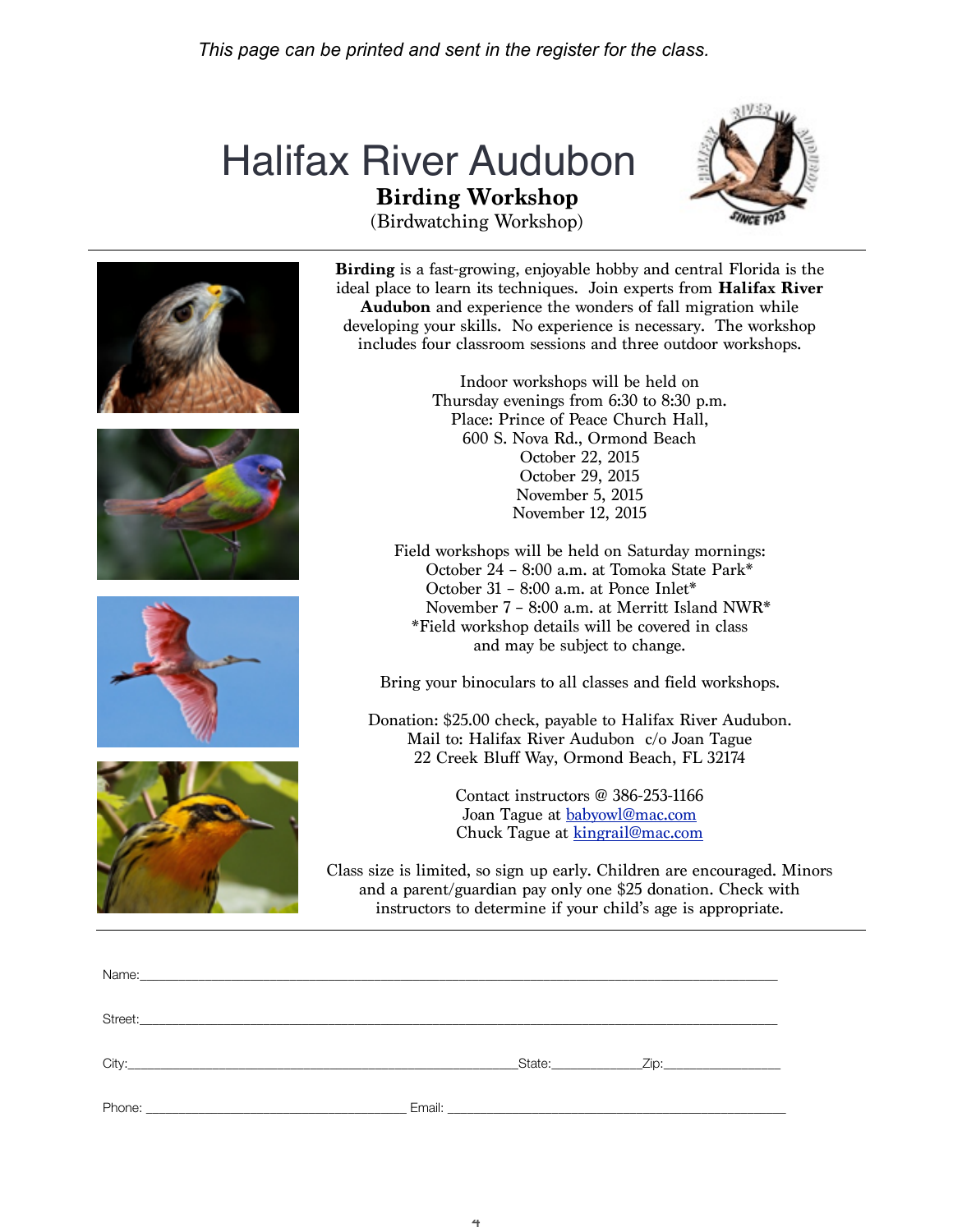*This page can be printed and sent in the register for the class.*

# Halifax River Audubon

## Birding Workshop

(Birdwatching Workshop)

**Birding** is a fast-growing, enjoyable hobby and central Florida is the ideal place to learn its techniques. Join experts from **Halifax River Audubon** and experience the wonders of fall migration while developing your skills. No experience is necessary. The workshop includes four classroom sessions and three outdoor workshops.

Indoor workshops will be held on
Thursday evenings from 6:30 to 8:30 p.m.
Place: Prince of Peace Church Hall,
600 S. Nova Rd., Ormond Beach
October 22, 2015
October 29, 2015
November 5, 2015
November 12, 2015

Field workshops will be held on Saturday mornings:
October 24 – 8:00 a.m. at Tomoka State Park*
October 31 – 8:00 a.m. at Ponce Inlet*
November 7 – 8:00 a.m. at Merritt Island NWR*
*Field workshop details will be covered in class and may be subject to change.

Bring your binoculars to all classes and field workshops.

Donation: $25.00 check, payable to Halifax River Audubon.
Mail to: Halifax River Audubon c/o Joan Tague
22 Creek Bluff Way, Ormond Beach, FL 32174

Contact instructors @ 386-253-1166
Joan Tague at babyowl@mac.com
Chuck Tague at kingrail@mac.com

Class size is limited, so sign up early. Children are encouraged. Minors and a parent/guardian pay only one $25 donation. Check with instructors to determine if your child's age is appropriate.

---

Name:______________________________________________________________

Street:______________________________________________________________

City:_______________________________________State:__________Zip:____________

Phone: ____________________________ Email: ____________________________________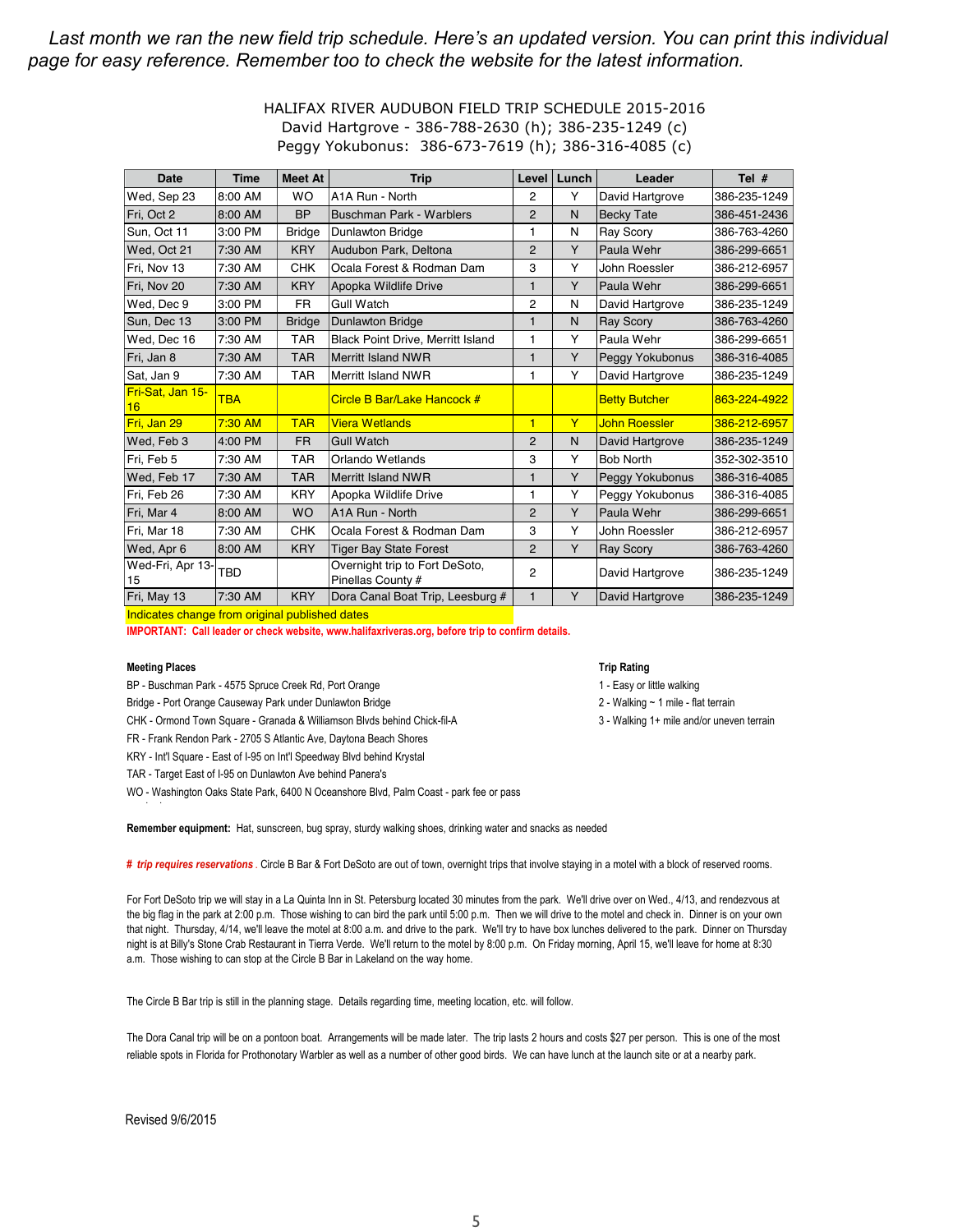*Last month we ran the new field trip schedule. Here's an updated version. You can print this individual page for easy reference. Remember too to check the website for the latest information.*

HALIFAX RIVER AUDUBON FIELD TRIP SCHEDULE 2015-2016
David Hartgrove - 386-788-2630 (h); 386-235-1249 (c)
Peggy Yokubonus: 386-673-7619 (h); 386-316-4085 (c)

| Date | Time | Meet At | Trip | Level | Lunch | Leader | Tel # |
|---|---|---|---|---|---|---|---|
| Wed, Sep 23 | 8:00 AM | WO | A1A Run - North | 2 | Y | David Hartgrove | 386-235-1249 |
| Fri, Oct 2 | 8:00 AM | BP | Buschman Park - Warblers | 2 | N | Becky Tate | 386-451-2436 |
| Sun, Oct 11 | 3:00 PM | Bridge | Dunlawton Bridge | 1 | N | Ray Scory | 386-763-4260 |
| Wed, Oct 21 | 7:30 AM | KRY | Audubon Park, Deltona | 2 | Y | Paula Wehr | 386-299-6651 |
| Fri, Nov 13 | 7:30 AM | CHK | Ocala Forest & Rodman Dam | 3 | Y | John Roessler | 386-212-6957 |
| Fri, Nov 20 | 7:30 AM | KRY | Apopka Wildlife Drive | 1 | Y | Paula Wehr | 386-299-6651 |
| Wed, Dec 9 | 3:00 PM | FR | Gull Watch | 2 | N | David Hartgrove | 386-235-1249 |
| Sun, Dec 13 | 3:00 PM | Bridge | Dunlawton Bridge | 1 | N | Ray Scory | 386-763-4260 |
| Wed, Dec 16 | 7:30 AM | TAR | Black Point Drive, Merritt Island | 1 | Y | Paula Wehr | 386-299-6651 |
| Fri, Jan 8 | 7:30 AM | TAR | Merritt Island NWR | 1 | Y | Peggy Yokubonus | 386-316-4085 |
| Sat, Jan 9 | 7:30 AM | TAR | Merritt Island NWR | 1 | Y | David Hartgrove | 386-235-1249 |
| Fri-Sat, Jan 15-16 | TBA | | Circle B Bar/Lake Hancock # | | | Betty Butcher | 863-224-4922 |
| Fri, Jan 29 | 7:30 AM | TAR | Viera Wetlands | 1 | Y | John Roessler | 386-212-6957 |
| Wed, Feb 3 | 4:00 PM | FR | Gull Watch | 2 | N | David Hartgrove | 386-235-1249 |
| Fri, Feb 5 | 7:30 AM | TAR | Orlando Wetlands | 3 | Y | Bob North | 352-302-3510 |
| Wed, Feb 17 | 7:30 AM | TAR | Merritt Island NWR | 1 | Y | Peggy Yokubonus | 386-316-4085 |
| Fri, Feb 26 | 7:30 AM | KRY | Apopka Wildlife Drive | 1 | Y | Peggy Yokubonus | 386-316-4085 |
| Fri, Mar 4 | 8:00 AM | WO | A1A Run - North | 2 | Y | Paula Wehr | 386-299-6651 |
| Fri, Mar 18 | 7:30 AM | CHK | Ocala Forest & Rodman Dam | 3 | Y | John Roessler | 386-212-6957 |
| Wed, Apr 6 | 8:00 AM | KRY | Tiger Bay State Forest | 2 | Y | Ray Scory | 386-763-4260 |
| Wed-Fri, Apr 13-15 | TBD | | Overnight trip to Fort DeSoto, Pinellas County # | 2 | | David Hartgrove | 386-235-1249 |
| Fri, May 13 | 7:30 AM | KRY | Dora Canal Boat Trip, Leesburg # | 1 | Y | David Hartgrove | 386-235-1249 |

Indicates change from original published dates

**IMPORTANT: Call leader or check website, www.halifaxriveras.org, before trip to confirm details.**

**Meeting Places**

BP - Buschman Park - 4575 Spruce Creek Rd, Port Orange
Bridge - Port Orange Causeway Park under Dunlawton Bridge
CHK - Ormond Town Square - Granada & Williamson Blvds behind Chick-fil-A
FR - Frank Rendon Park - 2705 S Atlantic Ave, Daytona Beach Shores
KRY - Int'l Square - East of I-95 on Int'l Speedway Blvd behind Krystal
TAR - Target East of I-95 on Dunlawton Ave behind Panera's
WO - Washington Oaks State Park, 6400 N Oceanshore Blvd, Palm Coast - park fee or pass

**Trip Rating**

1 - Easy or little walking
2 - Walking ~ 1 mile - flat terrain
3 - Walking 1+ mile and/or uneven terrain

**Remember equipment:** Hat, sunscreen, bug spray, sturdy walking shoes, drinking water and snacks as needed

***# trip requires reservations***. Circle B Bar & Fort DeSoto are out of town, overnight trips that involve staying in a motel with a block of reserved rooms.

For Fort DeSoto trip we will stay in a La Quinta Inn in St. Petersburg located 30 minutes from the park. We'll drive over on Wed., 4/13, and rendezvous at the big flag in the park at 2:00 p.m. Those wishing to can bird the park until 5:00 p.m. Then we will drive to the motel and check in. Dinner is on your own that night. Thursday, 4/14, we'll leave the motel at 8:00 a.m. and drive to the park. We'll try to have box lunches delivered to the park. Dinner on Thursday night is at Billy's Stone Crab Restaurant in Tierra Verde. We'll return to the motel by 8:00 p.m. On Friday morning, April 15, we'll leave for home at 8:30 a.m. Those wishing to can stop at the Circle B Bar in Lakeland on the way home.

The Circle B Bar trip is still in the planning stage. Details regarding time, meeting location, etc. will follow.

The Dora Canal trip will be on a pontoon boat. Arrangements will be made later. The trip lasts 2 hours and costs $27 per person. This is one of the most reliable spots in Florida for Prothonotary Warbler as well as a number of other good birds. We can have lunch at the launch site or at a nearby park.

Revised 9/6/2015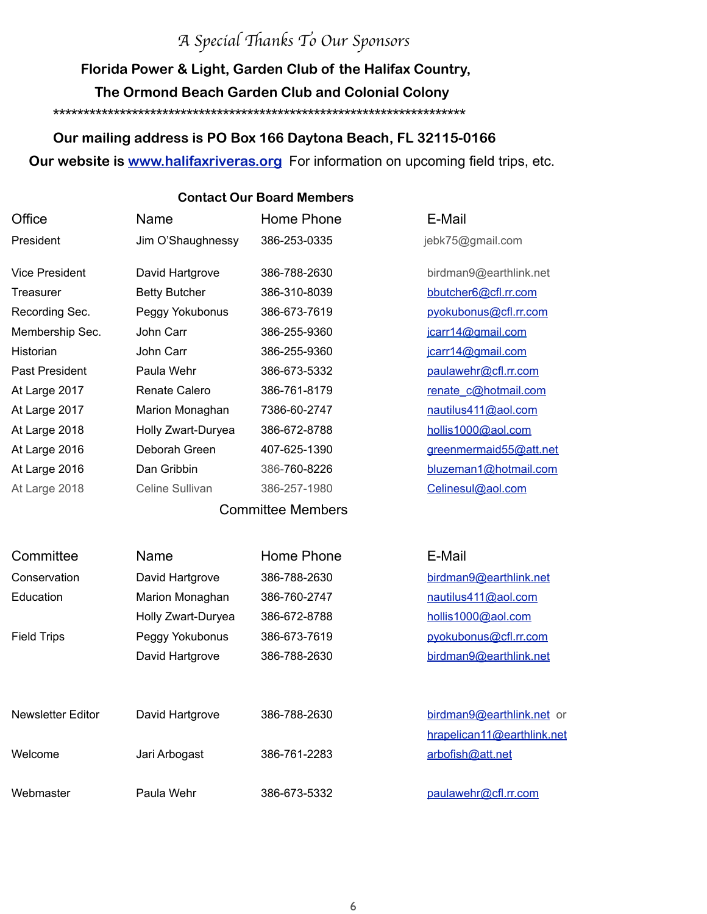*A Special Thanks To Our Sponsors*

**Florida Power & Light, Garden Club of the Halifax Country,**

**The Ormond Beach Garden Club and Colonial Colony**

**********************************************************************

**Our mailing address is PO Box 166 Daytona Beach, FL 32115-0166**

**Our website is [www.halifaxriveras.org](http://www.halifaxriveras.org)** For information on upcoming field trips, etc.

**Contact Our Board Members**

| Office | Name | Home Phone | E-Mail |
|---|---|---|---|
| President | Jim O'Shaughnessy | 386-253-0335 | jebk75@gmail.com |
| Vice President | David Hartgrove | 386-788-2630 | birdman9@earthlink.net |
| Treasurer | Betty Butcher | 386-310-8039 | bbutcher6@cfl.rr.com |
| Recording Sec. | Peggy Yokubonus | 386-673-7619 | pyokubonus@cfl.rr.com |
| Membership Sec. | John Carr | 386-255-9360 | jcarr14@gmail.com |
| Historian | John Carr | 386-255-9360 | jcarr14@gmail.com |
| Past President | Paula Wehr | 386-673-5332 | paulawehr@cfl.rr.com |
| At Large 2017 | Renate Calero | 386-761-8179 | renate_c@hotmail.com |
| At Large 2017 | Marion Monaghan | 7386-60-2747 | nautilus411@aol.com |
| At Large 2018 | Holly Zwart-Duryea | 386-672-8788 | hollis1000@aol.com |
| At Large 2016 | Deborah Green | 407-625-1390 | greenmermaid55@att.net |
| At Large 2016 | Dan Gribbin | 386-760-8226 | bluzeman1@hotmail.com |
| At Large 2018 | Celine Sullivan | 386-257-1980 | Celinesul@aol.com |

Committee Members

| Committee | Name | Home Phone | E-Mail |
|---|---|---|---|
| Conservation | David Hartgrove | 386-788-2630 | birdman9@earthlink.net |
| Education | Marion Monaghan | 386-760-2747 | nautilus411@aol.com |
| | Holly Zwart-Duryea | 386-672-8788 | hollis1000@aol.com |
| Field Trips | Peggy Yokubonus | 386-673-7619 | pyokubonus@cfl.rr.com |
| | David Hartgrove | 386-788-2630 | birdman9@earthlink.net |
| Newsletter Editor | David Hartgrove | 386-788-2630 | birdman9@earthlink.net or hrapelican11@earthlink.net |
| Welcome | Jari Arbogast | 386-761-2283 | arbofish@att.net |
| Webmaster | Paula Wehr | 386-673-5332 | paulawehr@cfl.rr.com |